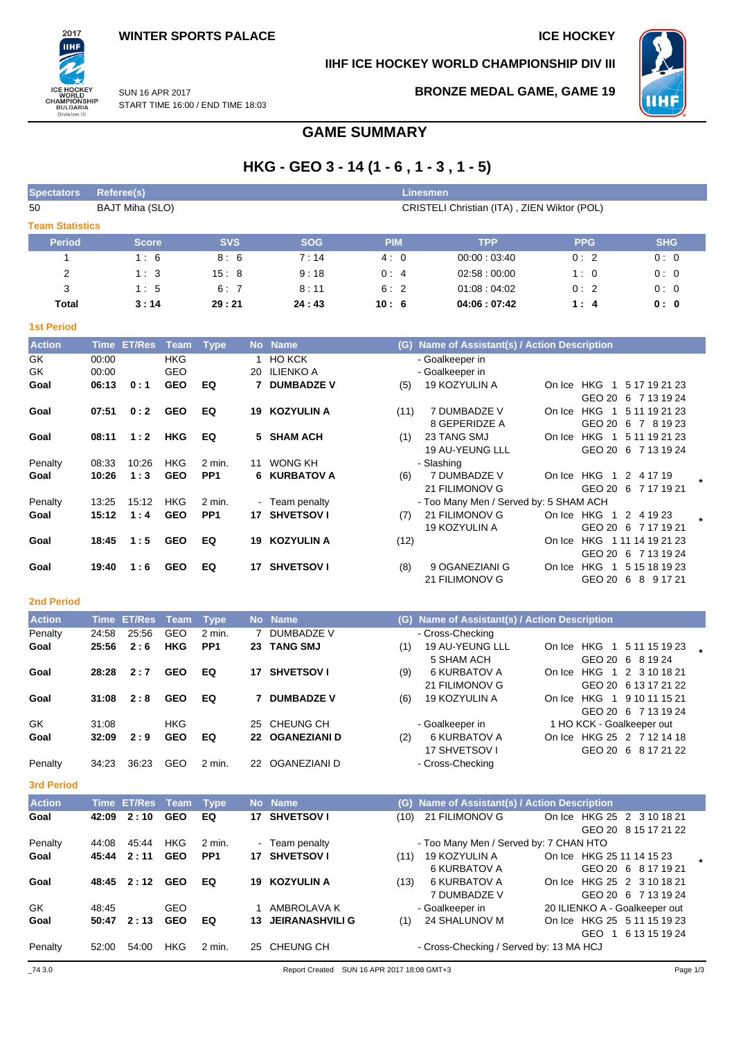WINTER SPORTS PALACE

ICE HOCKEY

IIHF ICE HOCKEY WORLD CHAMPIONSHIP DIV III

SUN 16 APR 2017
START TIME 16:00 / END TIME 18:03

BRONZE MEDAL GAME, GAME 19

# GAME SUMMARY

## HKG - GEO 3 - 14 (1 - 6 , 1 - 3 , 1 - 5)

| Spectators | Referee(s) | Linesmen |
|---|---|---|
| 50 | BAJT Miha (SLO) | CRISTELI Christian (ITA) , ZIEN Wiktor (POL) |

### Team Statistics

| Period | Score | SVS | SOG | PIM | TPP | PPG | SHG |
|---|---|---|---|---|---|---|---|
| 1 | 1 : 6 | 8 : 6 | 7 : 14 | 4 : 0 | 00:00 : 03:40 | 0 : 2 | 0 : 0 |
| 2 | 1 : 3 | 15 : 8 | 9 : 18 | 0 : 4 | 02:58 : 00:00 | 1 : 0 | 0 : 0 |
| 3 | 1 : 5 | 6 : 7 | 8 : 11 | 6 : 2 | 01:08 : 04:02 | 0 : 2 | 0 : 0 |
| **Total** | **3 : 14** | **29 : 21** | **24 : 43** | **10 : 6** | **04:06 : 07:42** | **1 : 4** | **0 : 0** |

### 1st Period

| Action | Time | ET/Res | Team | Type | No | Name | (G) | Name of Assistant(s) / Action Description | On Ice |
|---|---|---|---|---|---|---|---|---|---|
| GK | 00:00 | | HKG | | 1 | HO KCK | | - Goalkeeper in | |
| GK | 00:00 | | GEO | | 20 | ILIENKO A | | - Goalkeeper in | |
| **Goal** | **06:13** | **0 : 1** | **GEO** | **EQ** | **7** | **DUMBADZE V** | (5) | 19 KOZYULIN A | On Ice HKG 1 5 17 19 21 23 / GEO 20 6 7 13 19 24 |
| **Goal** | **07:51** | **0 : 2** | **GEO** | **EQ** | **19** | **KOZYULIN A** | (11) | 7 DUMBADZE V / 8 GEPERIDZE A | On Ice HKG 1 5 11 19 21 23 / GEO 20 6 7 8 19 23 |
| **Goal** | **08:11** | **1 : 2** | **HKG** | **EQ** | **5** | **SHAM ACH** | (1) | 23 TANG SMJ / 19 AU-YEUNG LLL | On Ice HKG 1 5 11 19 21 23 / GEO 20 6 7 13 19 24 |
| Penalty | 08:33 | 10:26 | HKG | 2 min. | 11 | WONG KH | | - Slashing | |
| **Goal** | **10:26** | **1 : 3** | **GEO** | **PP1** | **6** | **KURBATOV A** | (6) | 7 DUMBADZE V / 21 FILIMONOV G | On Ice HKG 1 2 4 17 19 / GEO 20 6 7 17 19 21 * |
| Penalty | 13:25 | 15:12 | HKG | 2 min. | - | Team penalty | | - Too Many Men / Served by: 5 SHAM ACH | |
| **Goal** | **15:12** | **1 : 4** | **GEO** | **PP1** | **17** | **SHVETSOV I** | (7) | 21 FILIMONOV G / 19 KOZYULIN A | On Ice HKG 1 2 4 19 23 / GEO 20 6 7 17 19 21 * |
| **Goal** | **18:45** | **1 : 5** | **GEO** | **EQ** | **19** | **KOZYULIN A** | (12) | | On Ice HKG 1 11 14 19 21 23 / GEO 20 6 7 13 19 24 |
| **Goal** | **19:40** | **1 : 6** | **GEO** | **EQ** | **17** | **SHVETSOV I** | (8) | 9 OGANEZIANI G / 21 FILIMONOV G | On Ice HKG 1 5 15 18 19 23 / GEO 20 6 8 9 17 21 |

### 2nd Period

| Action | Time | ET/Res | Team | Type | No | Name | (G) | Name of Assistant(s) / Action Description | On Ice |
|---|---|---|---|---|---|---|---|---|---|
| Penalty | 24:58 | 25:56 | GEO | 2 min. | 7 | DUMBADZE V | | - Cross-Checking | |
| **Goal** | **25:56** | **2 : 6** | **HKG** | **PP1** | **23** | **TANG SMJ** | (1) | 19 AU-YEUNG LLL / 5 SHAM ACH | On Ice HKG 1 5 11 15 19 23 / GEO 20 6 8 19 24 * |
| **Goal** | **28:28** | **2 : 7** | **GEO** | **EQ** | **17** | **SHVETSOV I** | (9) | 6 KURBATOV A / 21 FILIMONOV G | On Ice HKG 1 2 3 10 18 21 / GEO 20 6 13 17 21 22 |
| **Goal** | **31:08** | **2 : 8** | **GEO** | **EQ** | **7** | **DUMBADZE V** | (6) | 19 KOZYULIN A | On Ice HKG 1 9 10 11 15 21 / GEO 20 6 7 13 19 24 |
| GK | 31:08 | | HKG | | 25 | CHEUNG CH | | - Goalkeeper in | 1 HO KCK - Goalkeeper out |
| **Goal** | **32:09** | **2 : 9** | **GEO** | **EQ** | **22** | **OGANEZIANI D** | (2) | 6 KURBATOV A / 17 SHVETSOV I | On Ice HKG 25 2 7 12 14 18 / GEO 20 6 8 17 21 22 |
| Penalty | 34:23 | 36:23 | GEO | 2 min. | 22 | OGANEZIANI D | | - Cross-Checking | |

### 3rd Period

| Action | Time | ET/Res | Team | Type | No | Name | (G) | Name of Assistant(s) / Action Description | On Ice |
|---|---|---|---|---|---|---|---|---|---|
| **Goal** | **42:09** | **2 : 10** | **GEO** | **EQ** | **17** | **SHVETSOV I** | (10) | 21 FILIMONOV G | On Ice HKG 25 2 3 10 18 21 / GEO 20 8 15 17 21 22 |
| Penalty | 44:08 | 45:44 | HKG | 2 min. | - | Team penalty | | - Too Many Men / Served by: 7 CHAN HTO | |
| **Goal** | **45:44** | **2 : 11** | **GEO** | **PP1** | **17** | **SHVETSOV I** | (11) | 19 KOZYULIN A / 6 KURBATOV A | On Ice HKG 25 11 14 15 23 / GEO 20 6 8 17 19 21 * |
| **Goal** | **48:45** | **2 : 12** | **GEO** | **EQ** | **19** | **KOZYULIN A** | (13) | 6 KURBATOV A / 7 DUMBADZE V | On Ice HKG 25 2 3 10 18 21 / GEO 20 6 7 13 19 24 |
| GK | 48:45 | | GEO | | 1 | AMBROLAVA K | | - Goalkeeper in | 20 ILIENKO A - Goalkeeper out |
| **Goal** | **50:47** | **2 : 13** | **GEO** | **EQ** | **13** | **JEIRANASHVILI G** | (1) | 24 SHALUNOV M | On Ice HKG 25 5 11 15 19 23 / GEO 1 6 13 15 19 24 |
| Penalty | 52:00 | 54:00 | HKG | 2 min. | 25 | CHEUNG CH | | - Cross-Checking / Served by: 13 MA HCJ | |

_74 3.0 Report Created SUN 16 APR 2017 18:08 GMT+3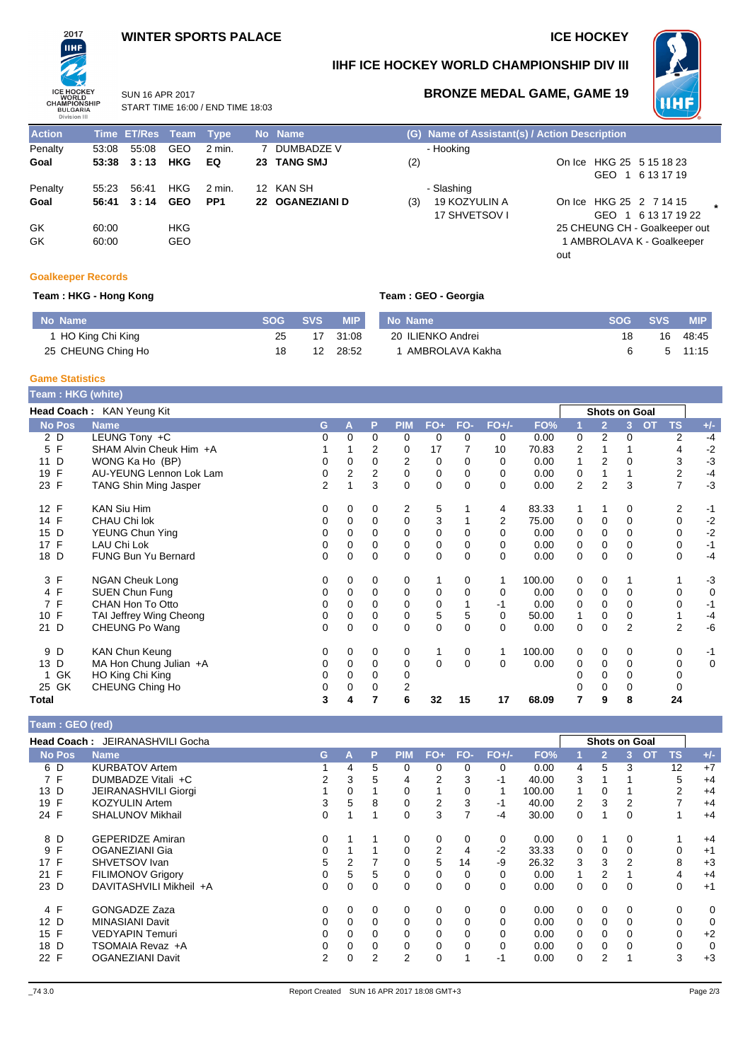WINTER SPORTS PALACE

ICE HOCKEY

# IIHF ICE HOCKEY WORLD CHAMPIONSHIP DIV III

SUN 16 APR 2017
START TIME 16:00 / END TIME 18:03

## BRONZE MEDAL GAME, GAME 19

| Action | Time | ET/Res | Team | Type | No | Name | (G) | Name of Assistant(s) / Action Description | |
|---|---|---|---|---|---|---|---|---|---|
| Penalty | 53:08 | 55:08 | GEO | 2 min. | 7 | DUMBADZE V | | - Hooking | |
| **Goal** | **53:38** | **3 : 13** | **HKG** | **EQ** | **23** | **TANG SMJ** | (2) | | On Ice HKG 25 5 15 18 23 GEO 1 6 13 17 19 |
| Penalty | 55:23 | 56:41 | HKG | 2 min. | 12 | KAN SH | | - Slashing | |
| **Goal** | **56:41** | **3 : 14** | **GEO** | **PP1** | **22** | **OGANEZIANI D** | (3) | 19 KOZYULIN A 17 SHVETSOV I | On Ice HKG 25 2 7 14 15 GEO 1 6 13 17 19 22 * |
| GK | 60:00 | | HKG | | | | | | 25 CHEUNG CH - Goalkeeper out |
| GK | 60:00 | | GEO | | | | | | 1 AMBROLAVA K - Goalkeeper out |

### Goalkeeper Records

**Team : HKG - Hong Kong**

| No | Name | SOG | SVS | MIP |
|---|---|---|---|---|
| 1 | HO King Chi King | 25 | 17 | 31:08 |
| 25 | CHEUNG Ching Ho | 18 | 12 | 28:52 |

**Team : GEO - Georgia**

| No | Name | SOG | SVS | MIP |
|---|---|---|---|---|
| 20 | ILIENKO Andrei | 18 | 16 | 48:45 |
| 1 | AMBROLAVA Kakha | 6 | 5 | 11:15 |

### Game Statistics

**Team : HKG (white)**

**Head Coach :** KAN Yeung Kit

| No | Pos | Name | G | A | P | PIM | FO+ | FO- | FO+/- | FO% | 1 | 2 | 3 | OT | TS | +/- |
|---|---|---|---|---|---|---|---|---|---|---|---|---|---|---|---|---|
| 2 | D | LEUNG Tony +C | 0 | 0 | 0 | 0 | 0 | 0 | 0 | 0.00 | 0 | 2 | 0 | | 2 | -4 |
| 5 | F | SHAM Alvin Cheuk Him +A | 1 | 1 | 2 | 0 | 17 | 7 | 10 | 70.83 | 2 | 1 | 1 | | 4 | -2 |
| 11 | D | WONG Ka Ho (BP) | 0 | 0 | 0 | 2 | 0 | 0 | 0 | 0.00 | 1 | 2 | 0 | | 3 | -3 |
| 19 | F | AU-YEUNG Lennon Lok Lam | 0 | 2 | 2 | 0 | 0 | 0 | 0 | 0.00 | 0 | 1 | 1 | | 2 | -4 |
| 23 | F | TANG Shin Ming Jasper | 2 | 1 | 3 | 0 | 0 | 0 | 0 | 0.00 | 2 | 2 | 3 | | 7 | -3 |
| 12 | F | KAN Siu Him | 0 | 0 | 0 | 2 | 5 | 1 | 4 | 83.33 | 1 | 1 | 0 | | 2 | -1 |
| 14 | F | CHAU Chi lok | 0 | 0 | 0 | 0 | 3 | 1 | 2 | 75.00 | 0 | 0 | 0 | | 0 | -2 |
| 15 | D | YEUNG Chun Ying | 0 | 0 | 0 | 0 | 0 | 0 | 0 | 0.00 | 0 | 0 | 0 | | 0 | -2 |
| 17 | F | LAU Chi Lok | 0 | 0 | 0 | 0 | 0 | 0 | 0 | 0.00 | 0 | 0 | 0 | | 0 | -1 |
| 18 | D | FUNG Bun Yu Bernard | 0 | 0 | 0 | 0 | 0 | 0 | 0 | 0.00 | 0 | 0 | 0 | | 0 | -4 |
| 3 | F | NGAN Cheuk Long | 0 | 0 | 0 | 0 | 1 | 0 | 1 | 100.00 | 0 | 0 | 1 | | 1 | -3 |
| 4 | F | SUEN Chun Fung | 0 | 0 | 0 | 0 | 0 | 0 | 0 | 0.00 | 0 | 0 | 0 | | 0 | 0 |
| 7 | F | CHAN Hon To Otto | 0 | 0 | 0 | 0 | 0 | 1 | -1 | 0.00 | 0 | 0 | 0 | | 0 | -1 |
| 10 | F | TAI Jeffrey Wing Cheong | 0 | 0 | 0 | 0 | 5 | 5 | 0 | 50.00 | 1 | 0 | 0 | | 1 | -4 |
| 21 | D | CHEUNG Po Wang | 0 | 0 | 0 | 0 | 0 | 0 | 0 | 0.00 | 0 | 0 | 2 | | 2 | -6 |
| 9 | D | KAN Chun Keung | 0 | 0 | 0 | 0 | 1 | 0 | 1 | 100.00 | 0 | 0 | 0 | | 0 | -1 |
| 13 | D | MA Hon Chung Julian +A | 0 | 0 | 0 | 0 | 0 | 0 | 0 | 0.00 | 0 | 0 | 0 | | 0 | 0 |
| 1 | GK | HO King Chi King | 0 | 0 | 0 | 0 | | | | | 0 | 0 | 0 | | 0 | |
| 25 | GK | CHEUNG Ching Ho | 0 | 0 | 0 | 2 | | | | | 0 | 0 | 0 | | 0 | |
| **Total** | | | **3** | **4** | **7** | **6** | **32** | **15** | **17** | **68.09** | **7** | **9** | **8** | | **24** | |

**Team : GEO (red)**

**Head Coach :** JEIRANASHVILI Gocha

| No | Pos | Name | G | A | P | PIM | FO+ | FO- | FO+/- | FO% | 1 | 2 | 3 | OT | TS | +/- |
|---|---|---|---|---|---|---|---|---|---|---|---|---|---|---|---|---|
| 6 | D | KURBATOV Artem | 1 | 4 | 5 | 0 | 0 | 0 | 0 | 0.00 | 4 | 5 | 3 | | 12 | +7 |
| 7 | F | DUMBADZE Vitali +C | 2 | 3 | 5 | 4 | 2 | 3 | -1 | 40.00 | 3 | 1 | 1 | | 5 | +4 |
| 13 | D | JEIRANASHVILI Giorgi | 1 | 0 | 1 | 0 | 1 | 0 | 1 | 100.00 | 1 | 0 | 1 | | 2 | +4 |
| 19 | F | KOZYULIN Artem | 3 | 5 | 8 | 0 | 2 | 3 | -1 | 40.00 | 2 | 3 | 2 | | 7 | +4 |
| 24 | F | SHALUNOV Mikhail | 0 | 1 | 1 | 0 | 3 | 7 | -4 | 30.00 | 0 | 1 | 0 | | 1 | +4 |
| 8 | D | GEPERIDZE Amiran | 0 | 1 | 1 | 0 | 0 | 0 | 0 | 0.00 | 0 | 1 | 0 | | 1 | +4 |
| 9 | F | OGANEZIANI Gia | 0 | 1 | 1 | 0 | 2 | 4 | -2 | 33.33 | 0 | 0 | 0 | | 0 | +1 |
| 17 | F | SHVETSOV Ivan | 5 | 2 | 7 | 0 | 5 | 14 | -9 | 26.32 | 3 | 3 | 2 | | 8 | +3 |
| 21 | F | FILIMONOV Grigory | 0 | 5 | 5 | 0 | 0 | 0 | 0 | 0.00 | 1 | 2 | 1 | | 4 | +4 |
| 23 | D | DAVITASHVILI Mikheil +A | 0 | 0 | 0 | 0 | 0 | 0 | 0 | 0.00 | 0 | 0 | 0 | | 0 | +1 |
| 4 | F | GONGADZE Zaza | 0 | 0 | 0 | 0 | 0 | 0 | 0 | 0.00 | 0 | 0 | 0 | | 0 | 0 |
| 12 | D | MINASIANI Davit | 0 | 0 | 0 | 0 | 0 | 0 | 0 | 0.00 | 0 | 0 | 0 | | 0 | 0 |
| 15 | F | VEDYAPIN Temuri | 0 | 0 | 0 | 0 | 0 | 0 | 0 | 0.00 | 0 | 0 | 0 | | 0 | +2 |
| 18 | D | TSOMAIA Revaz +A | 0 | 0 | 0 | 0 | 0 | 0 | 0 | 0.00 | 0 | 0 | 0 | | 0 | 0 |
| 22 | F | OGANEZIANI Davit | 2 | 0 | 2 | 2 | 0 | 1 | -1 | 0.00 | 0 | 2 | 1 | | 3 | +3 |

_74 3.0 Report Created SUN 16 APR 2017 18:08 GMT+3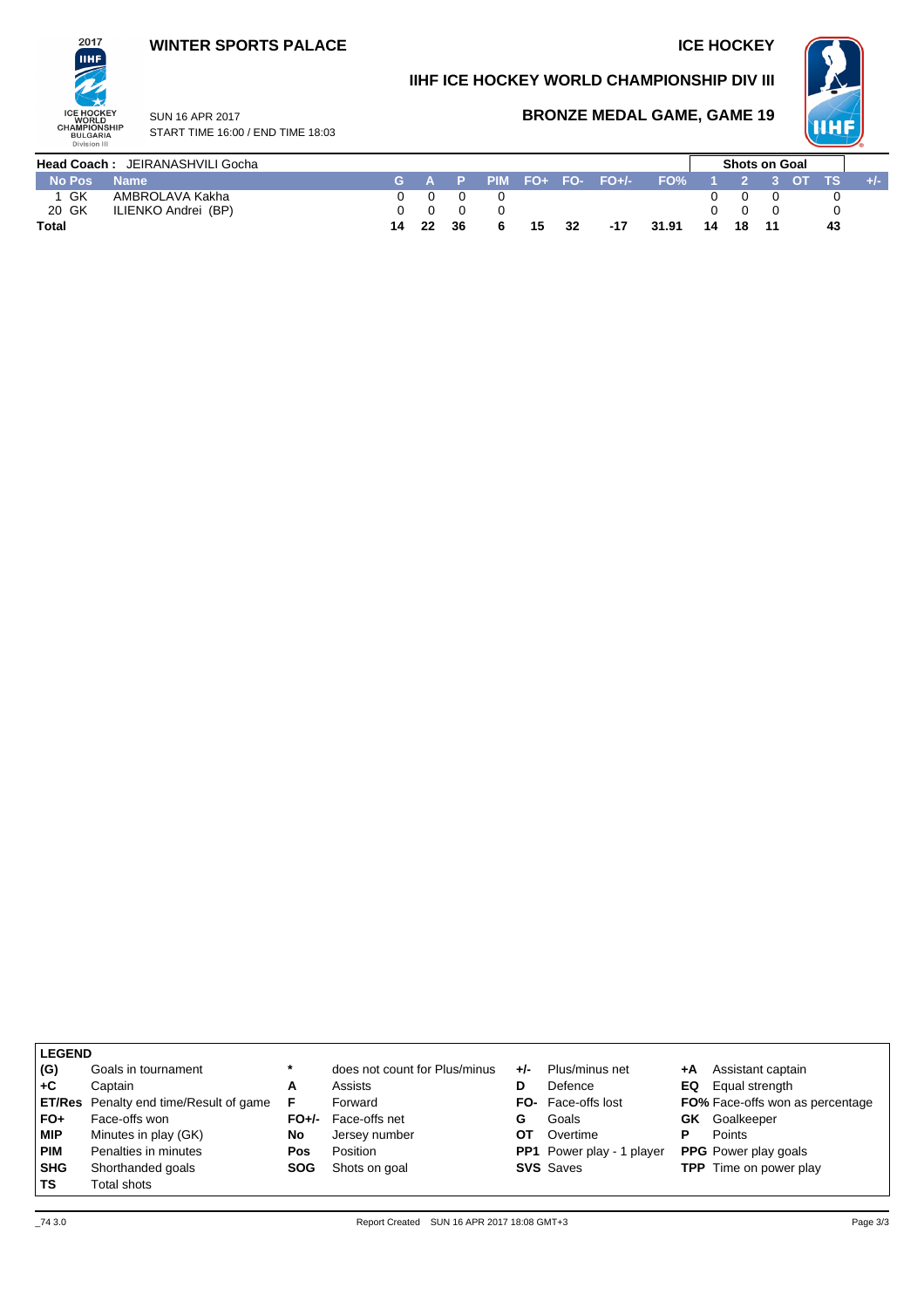**WINTER SPORTS PALACE**

**ICE HOCKEY**

## IIHF ICE HOCKEY WORLD CHAMPIONSHIP DIV III

SUN 16 APR 2017
START TIME 16:00 / END TIME 18:03

**BRONZE MEDAL GAME, GAME 19**

**Head Coach :** JEIRANASHVILI Gocha

| No | Pos | Name | G | A | P | PIM | FO+ | FO- | FO+/- | FO% | 1 | 2 | 3 | OT | TS | +/- |
|---|---|---|---|---|---|---|---|---|---|---|---|---|---|---|---|---|
| | | | | | | | | | | | Shots on Goal | | | | | |
| 1 | GK | AMBROLAVA Kakha | 0 | 0 | 0 | 0 | | | | | 0 | 0 | 0 | | 0 | |
| 20 | GK | ILIENKO Andrei (BP) | 0 | 0 | 0 | 0 | | | | | 0 | 0 | 0 | | 0 | |
| Total | | | 14 | 22 | 36 | 6 | 15 | 32 | -17 | 31.91 | 14 | 18 | 11 | | 43 | |

**LEGEND**

| | | | | | | | |
|---|---|---|---|---|---|---|---|
| (G) | Goals in tournament | * | does not count for Plus/minus | +/- | Plus/minus net | +A | Assistant captain |
| +C | Captain | A | Assists | D | Defence | EQ | Equal strength |
| ET/Res | Penalty end time/Result of game | F | Forward | FO- | Face-offs lost | FO% | Face-offs won as percentage |
| FO+ | Face-offs won | FO+/- | Face-offs net | G | Goals | GK | Goalkeeper |
| MIP | Minutes in play (GK) | No | Jersey number | OT | Overtime | P | Points |
| PIM | Penalties in minutes | Pos | Position | PP1 | Power play - 1 player | PPG | Power play goals |
| SHG | Shorthanded goals | SOG | Shots on goal | SVS | Saves | TPP | Time on power play |
| TS | Total shots | | | | | | |

_74 3.0 Report Created SUN 16 APR 2017 18:08 GMT+3